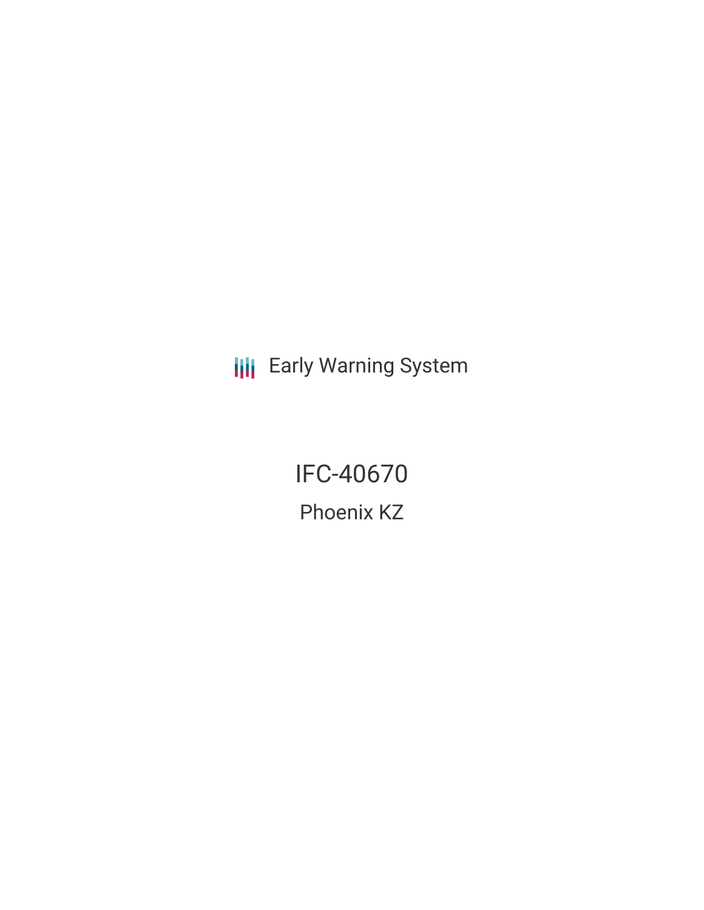Early Warning System

# IFC-40670

## Phoenix KZ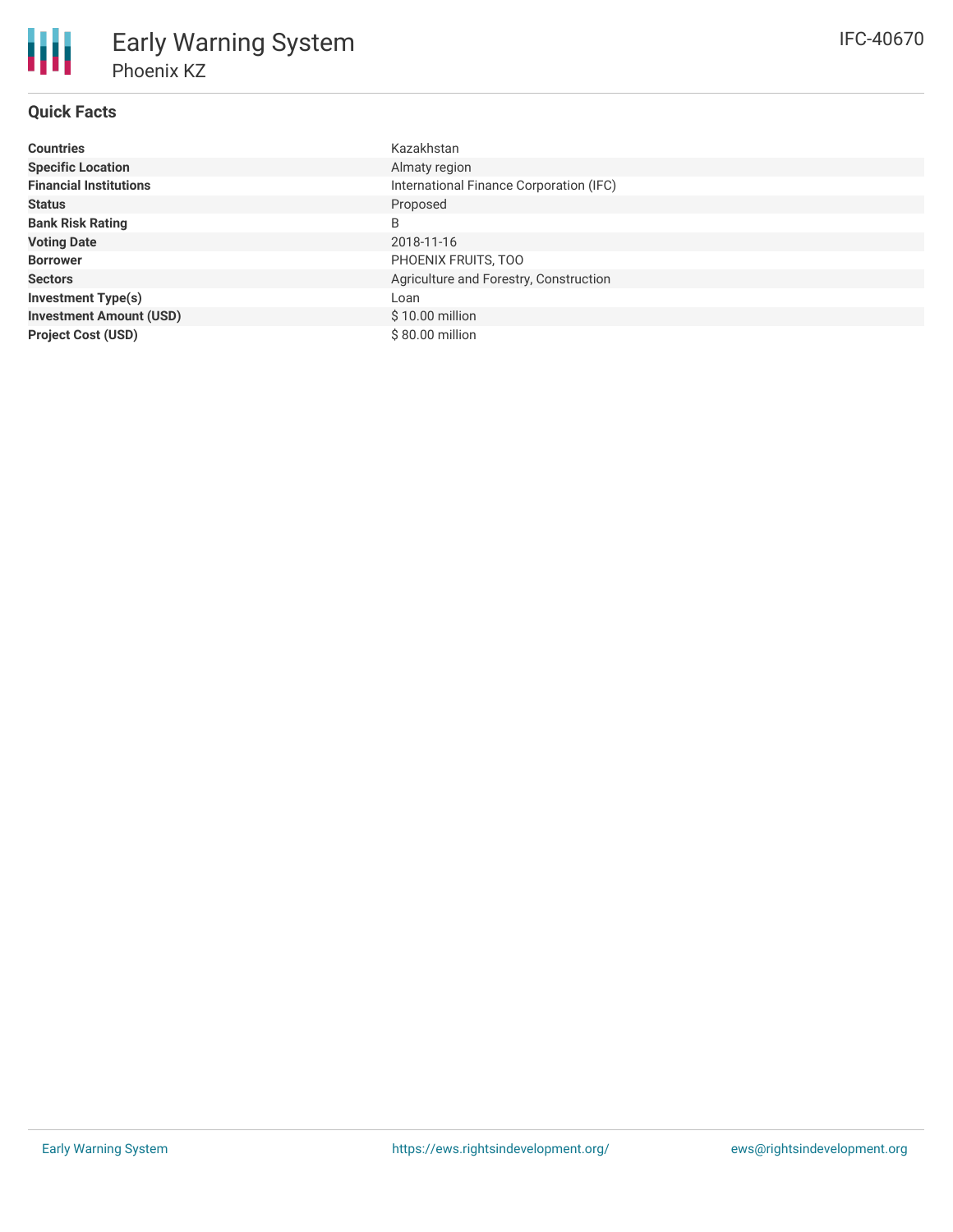# Early Warning System

## Phoenix KZ

IFC-40670

### Quick Facts

| | |
|---|---|
| **Countries** | Kazakhstan |
| **Specific Location** | Almaty region |
| **Financial Institutions** | International Finance Corporation (IFC) |
| **Status** | Proposed |
| **Bank Risk Rating** | B |
| **Voting Date** | 2018-11-16 |
| **Borrower** | PHOENIX FRUITS, TOO |
| **Sectors** | Agriculture and Forestry, Construction |
| **Investment Type(s)** | Loan |
| **Investment Amount (USD)** | $ 10.00 million |
| **Project Cost (USD)** | $ 80.00 million |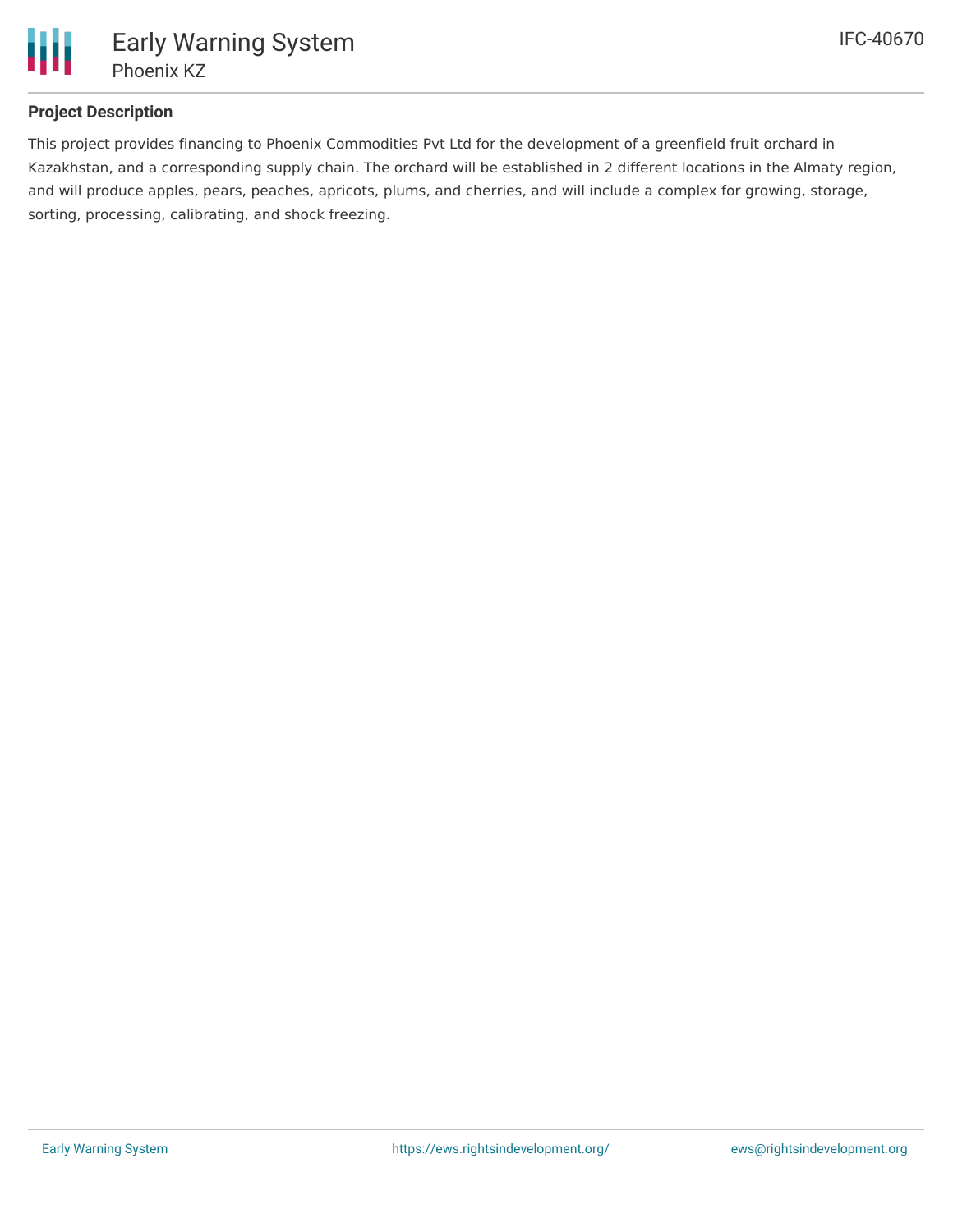## Project Description

This project provides financing to Phoenix Commodities Pvt Ltd for the development of a greenfield fruit orchard in Kazakhstan, and a corresponding supply chain. The orchard will be established in 2 different locations in the Almaty region, and will produce apples, pears, peaches, apricots, plums, and cherries, and will include a complex for growing, storage, sorting, processing, calibrating, and shock freezing.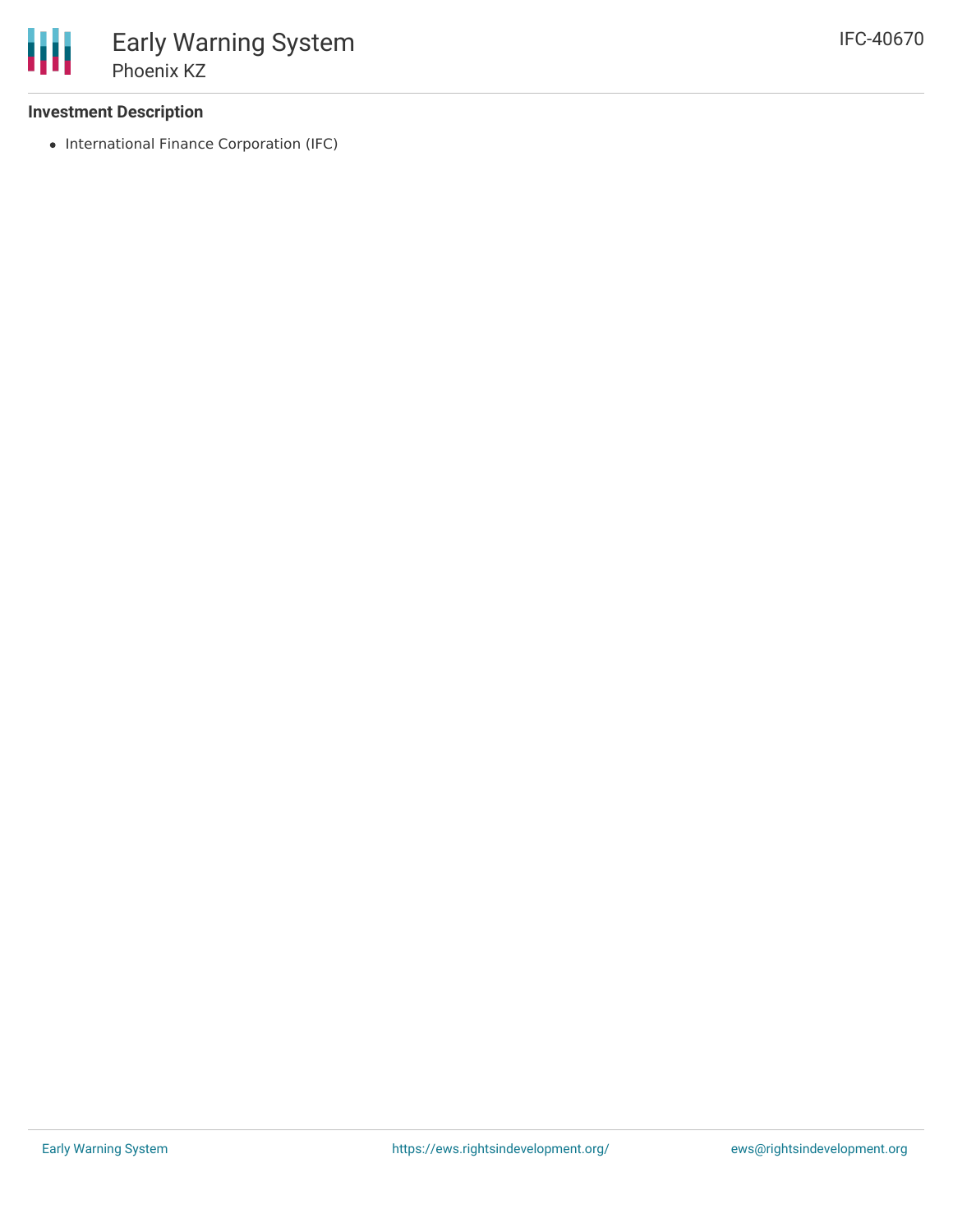**Investment Description**

- International Finance Corporation (IFC)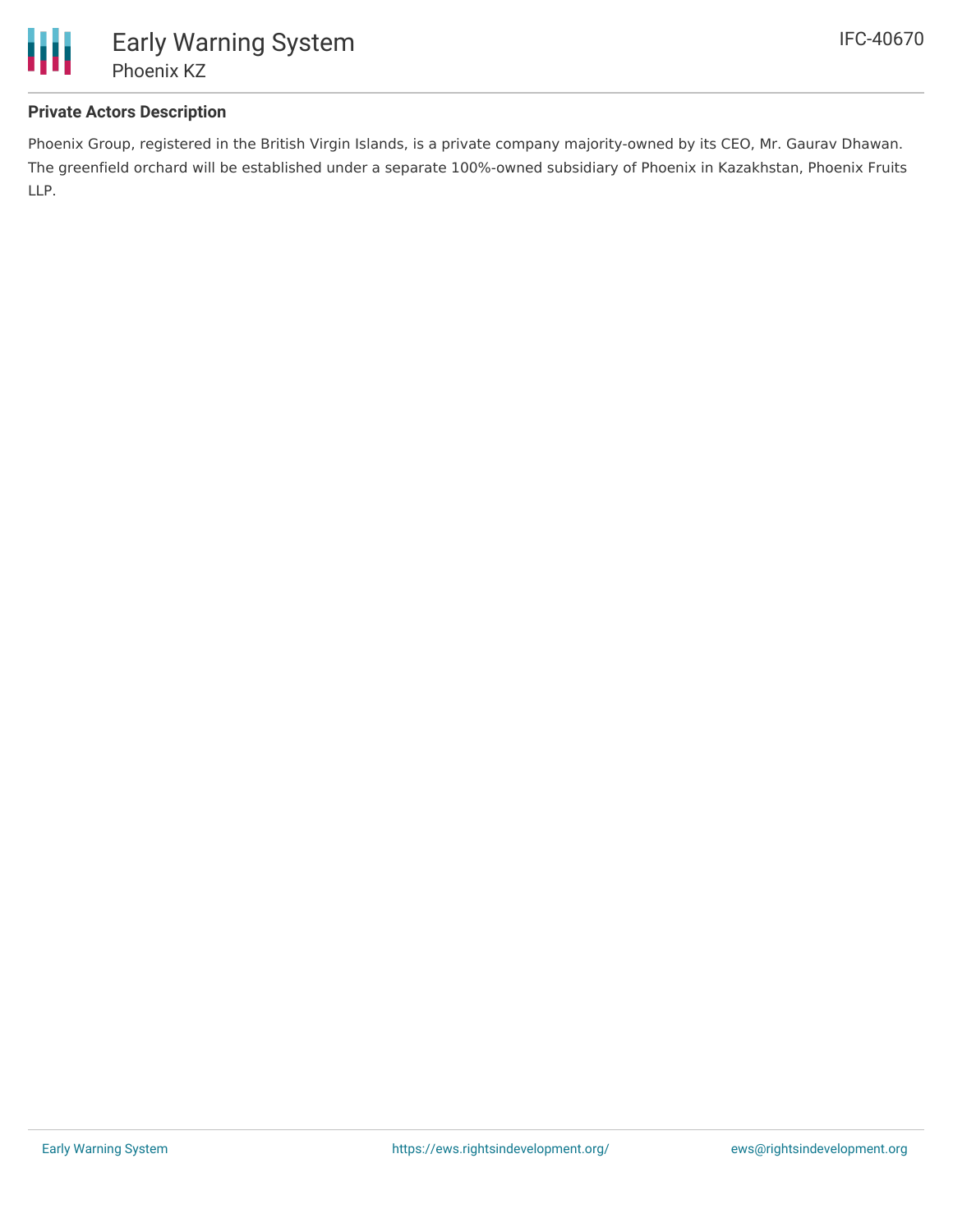### Private Actors Description

Phoenix Group, registered in the British Virgin Islands, is a private company majority-owned by its CEO, Mr. Gaurav Dhawan. The greenfield orchard will be established under a separate 100%-owned subsidiary of Phoenix in Kazakhstan, Phoenix Fruits LLP.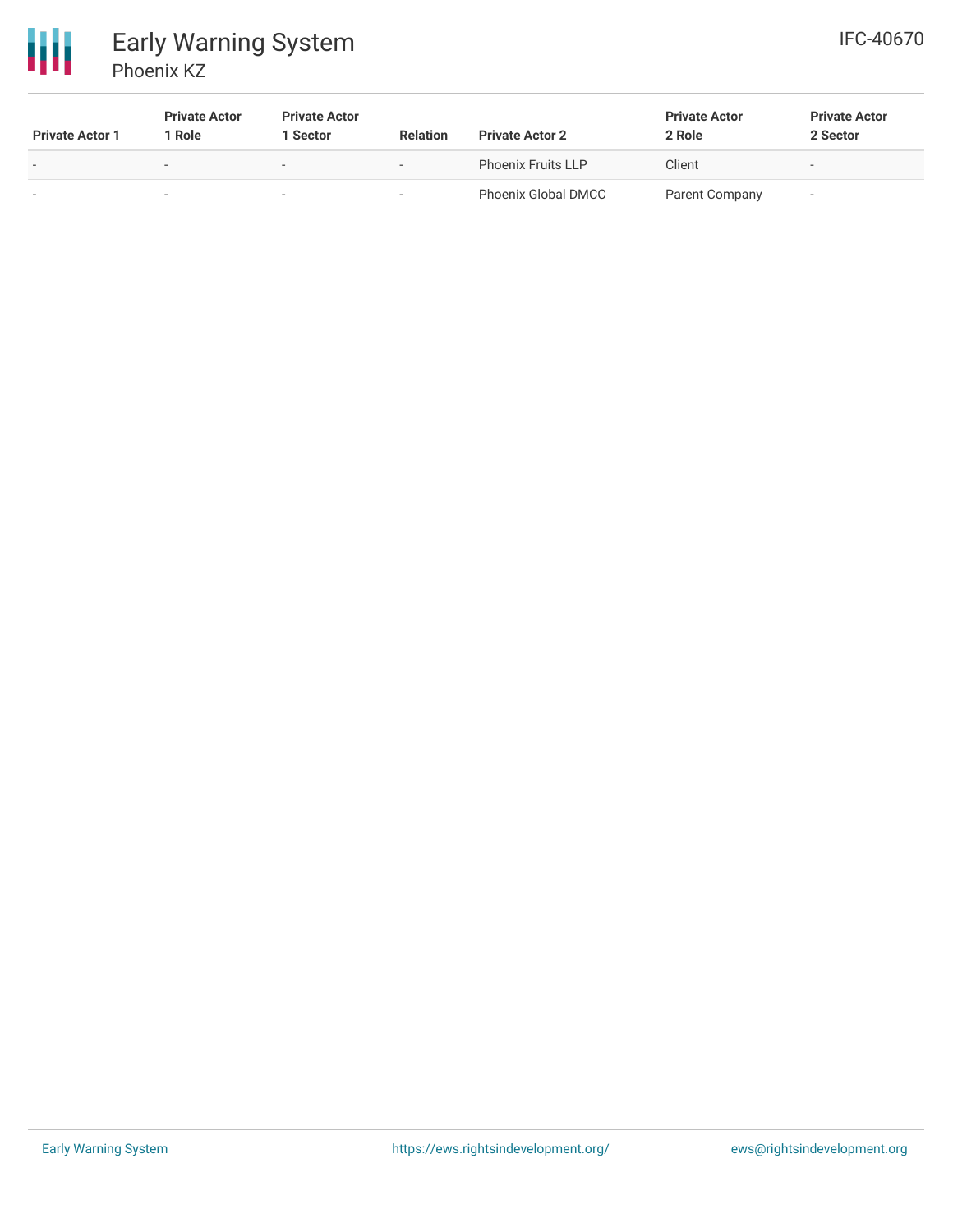| Private Actor 1 | Private Actor 1 Role | Private Actor 1 Sector | Relation | Private Actor 2 | Private Actor 2 Role | Private Actor 2 Sector |
|---|---|---|---|---|---|---|
| - | - | - | - | Phoenix Fruits LLP | Client | - |
| - | - | - | - | Phoenix Global DMCC | Parent Company | - |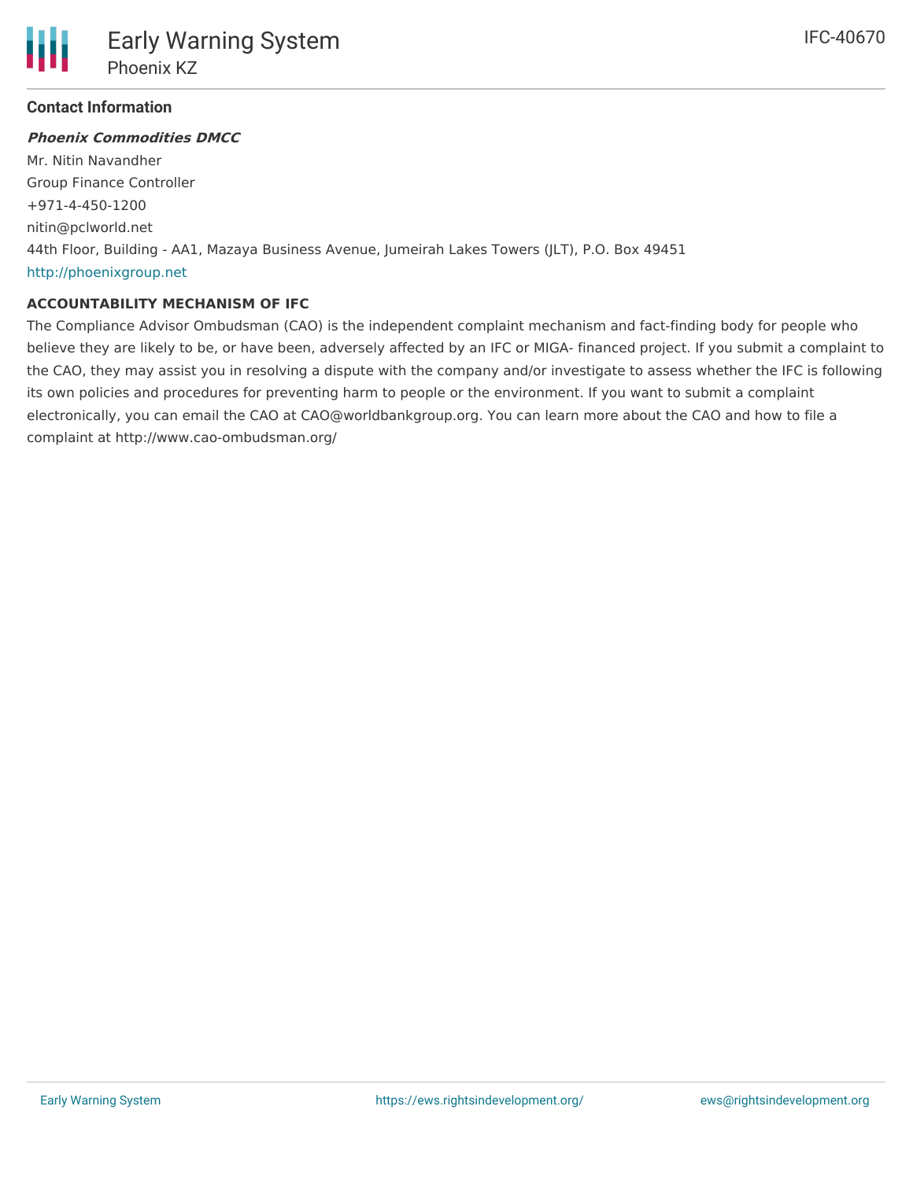### Contact Information

***Phoenix Commodities DMCC***

Mr. Nitin Navandher
Group Finance Controller
+971-4-450-1200
nitin@pclworld.net
44th Floor, Building - AA1, Mazaya Business Avenue, Jumeirah Lakes Towers (JLT), P.O. Box 49451
http://phoenixgroup.net

**ACCOUNTABILITY MECHANISM OF IFC**

The Compliance Advisor Ombudsman (CAO) is the independent complaint mechanism and fact-finding body for people who believe they are likely to be, or have been, adversely affected by an IFC or MIGA- financed project. If you submit a complaint to the CAO, they may assist you in resolving a dispute with the company and/or investigate to assess whether the IFC is following its own policies and procedures for preventing harm to people or the environment. If you want to submit a complaint electronically, you can email the CAO at CAO@worldbankgroup.org. You can learn more about the CAO and how to file a complaint at http://www.cao-ombudsman.org/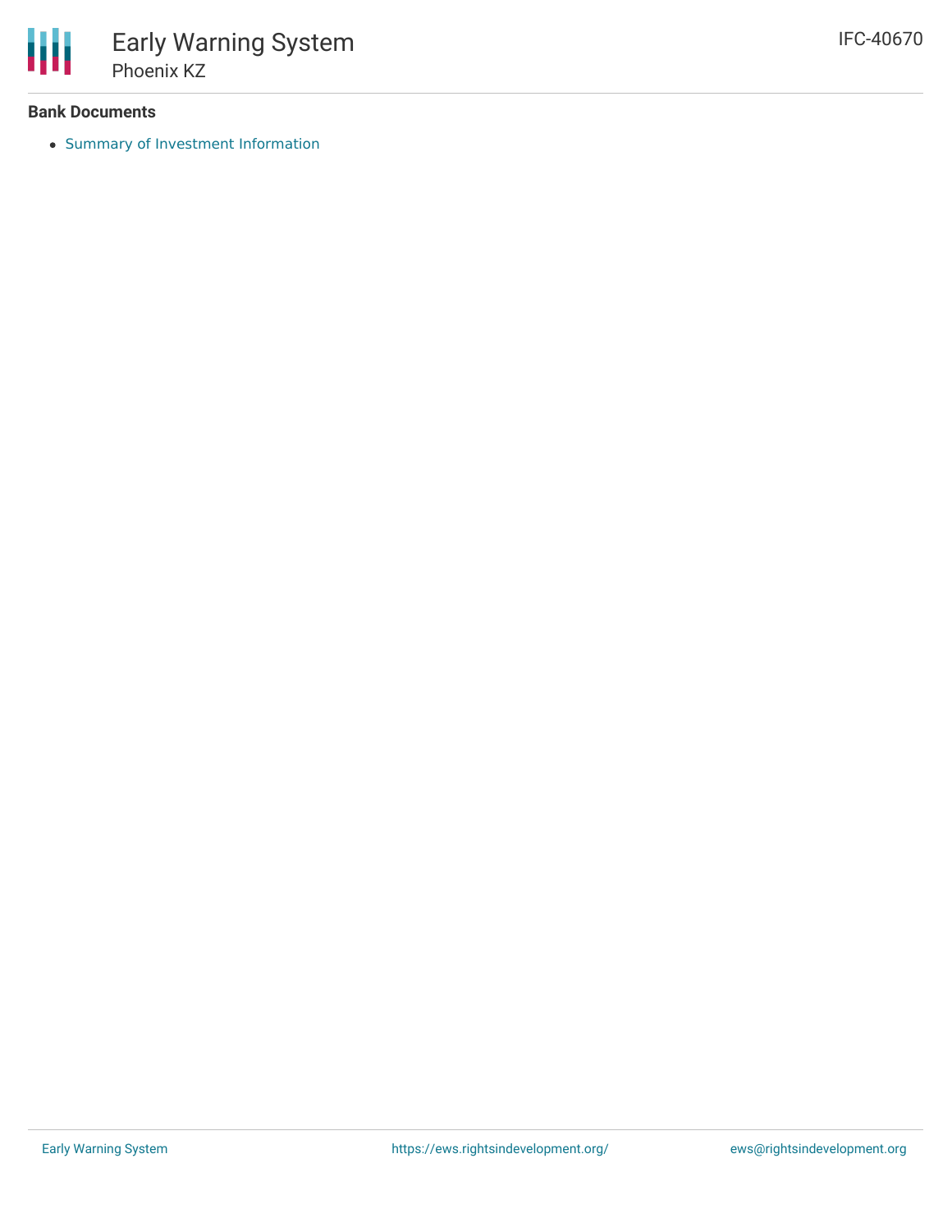### Bank Documents

- Summary of Investment Information